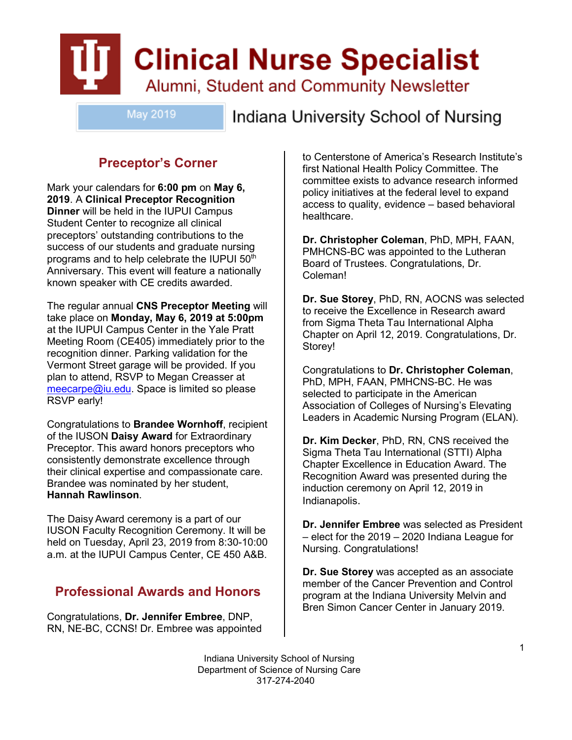# Clinical Nurse Specialist

Alumni, Student and Community Newsletter

May 2019

Indiana University School of Nursing

## Preceptor's Corner

Mark your calendars for **6:00 pm** on **May 6, 2019**. A **Clinical Preceptor Recognition Dinner** will be held in the IUPUI Campus Student Center to recognize all clinical preceptors' outstanding contributions to the success of our students and graduate nursing programs and to help celebrate the IUPUI 50th Anniversary. This event will feature a nationally known speaker with CE credits awarded.

The regular annual **CNS Preceptor Meeting** will take place on **Monday, May 6, 2019 at 5:00pm** at the IUPUI Campus Center in the Yale Pratt Meeting Room (CE405) immediately prior to the recognition dinner. Parking validation for the Vermont Street garage will be provided. If you plan to attend, RSVP to Megan Creasser at meecarpe@iu.edu. Space is limited so please RSVP early!

Congratulations to **Brandee Wornhoff**, recipient of the IUSON **Daisy Award** for Extraordinary Preceptor. This award honors preceptors who consistently demonstrate excellence through their clinical expertise and compassionate care. Brandee was nominated by her student, **Hannah Rawlinson**.

The Daisy Award ceremony is a part of our IUSON Faculty Recognition Ceremony. It will be held on Tuesday, April 23, 2019 from 8:30-10:00 a.m. at the IUPUI Campus Center, CE 450 A&B.

## Professional Awards and Honors

Congratulations, **Dr. Jennifer Embree**, DNP, RN, NE-BC, CCNS! Dr. Embree was appointed to Centerstone of America's Research Institute's first National Health Policy Committee. The committee exists to advance research informed policy initiatives at the federal level to expand access to quality, evidence – based behavioral healthcare.

**Dr. Christopher Coleman**, PhD, MPH, FAAN, PMHCNS-BC was appointed to the Lutheran Board of Trustees. Congratulations, Dr. Coleman!

**Dr. Sue Storey**, PhD, RN, AOCNS was selected to receive the Excellence in Research award from Sigma Theta Tau International Alpha Chapter on April 12, 2019. Congratulations, Dr. Storey!

Congratulations to **Dr. Christopher Coleman**, PhD, MPH, FAAN, PMHCNS-BC. He was selected to participate in the American Association of Colleges of Nursing's Elevating Leaders in Academic Nursing Program (ELAN).

**Dr. Kim Decker**, PhD, RN, CNS received the Sigma Theta Tau International (STTI) Alpha Chapter Excellence in Education Award. The Recognition Award was presented during the induction ceremony on April 12, 2019 in Indianapolis.

**Dr. Jennifer Embree** was selected as President – elect for the 2019 – 2020 Indiana League for Nursing. Congratulations!

**Dr. Sue Storey** was accepted as an associate member of the Cancer Prevention and Control program at the Indiana University Melvin and Bren Simon Cancer Center in January 2019.

Indiana University School of Nursing
Department of Science of Nursing Care
317-274-2040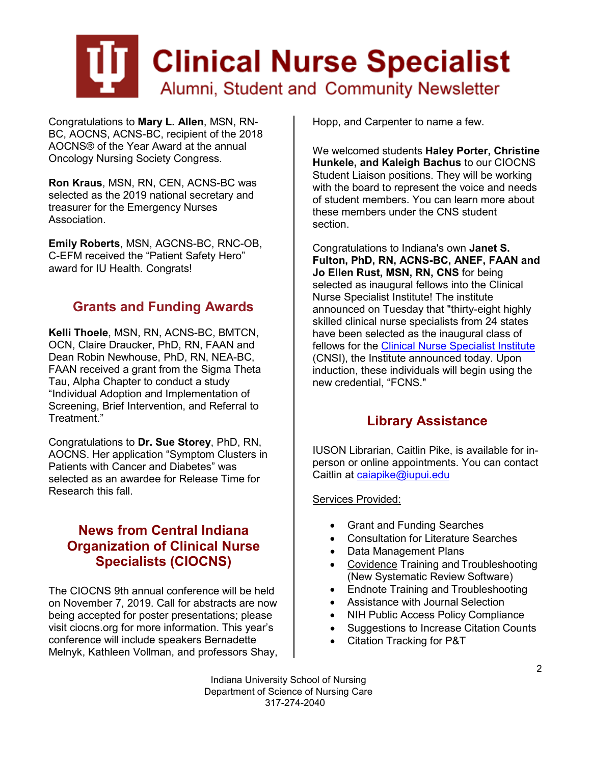Congratulations to **Mary L. Allen**, MSN, RN-BC, AOCNS, ACNS-BC, recipient of the 2018 AOCNS® of the Year Award at the annual Oncology Nursing Society Congress.

**Ron Kraus**, MSN, RN, CEN, ACNS-BC was selected as the 2019 national secretary and treasurer for the Emergency Nurses Association.

**Emily Roberts**, MSN, AGCNS-BC, RNC-OB, C-EFM received the "Patient Safety Hero" award for IU Health. Congrats!

## Grants and Funding Awards

**Kelli Thoele**, MSN, RN, ACNS-BC, BMTCN, OCN, Claire Draucker, PhD, RN, FAAN and Dean Robin Newhouse, PhD, RN, NEA-BC, FAAN received a grant from the Sigma Theta Tau, Alpha Chapter to conduct a study "Individual Adoption and Implementation of Screening, Brief Intervention, and Referral to Treatment."

Congratulations to **Dr. Sue Storey**, PhD, RN, AOCNS. Her application "Symptom Clusters in Patients with Cancer and Diabetes" was selected as an awardee for Release Time for Research this fall.

## News from Central Indiana Organization of Clinical Nurse Specialists (CIOCNS)

The CIOCNS 9th annual conference will be held on November 7, 2019. Call for abstracts are now being accepted for poster presentations; please visit ciocns.org for more information. This year's conference will include speakers Bernadette Melnyk, Kathleen Vollman, and professors Shay, Hopp, and Carpenter to name a few.

We welcomed students **Haley Porter, Christine Hunkele, and Kaleigh Bachus** to our CIOCNS Student Liaison positions. They will be working with the board to represent the voice and needs of student members. You can learn more about these members under the CNS student section.

Congratulations to Indiana's own **Janet S. Fulton, PhD, RN, ACNS-BC, ANEF, FAAN and Jo Ellen Rust, MSN, RN, CNS** for being selected as inaugural fellows into the Clinical Nurse Specialist Institute! The institute announced on Tuesday that "thirty-eight highly skilled clinical nurse specialists from 24 states have been selected as the inaugural class of fellows for the Clinical Nurse Specialist Institute (CNSI), the Institute announced today. Upon induction, these individuals will begin using the new credential, "FCNS."

## Library Assistance

IUSON Librarian, Caitlin Pike, is available for in-person or online appointments. You can contact Caitlin at caiapike@iupui.edu

Services Provided:

- Grant and Funding Searches
- Consultation for Literature Searches
- Data Management Plans
- Covidence Training and Troubleshooting (New Systematic Review Software)
- Endnote Training and Troubleshooting
- Assistance with Journal Selection
- NIH Public Access Policy Compliance
- Suggestions to Increase Citation Counts
- Citation Tracking for P&T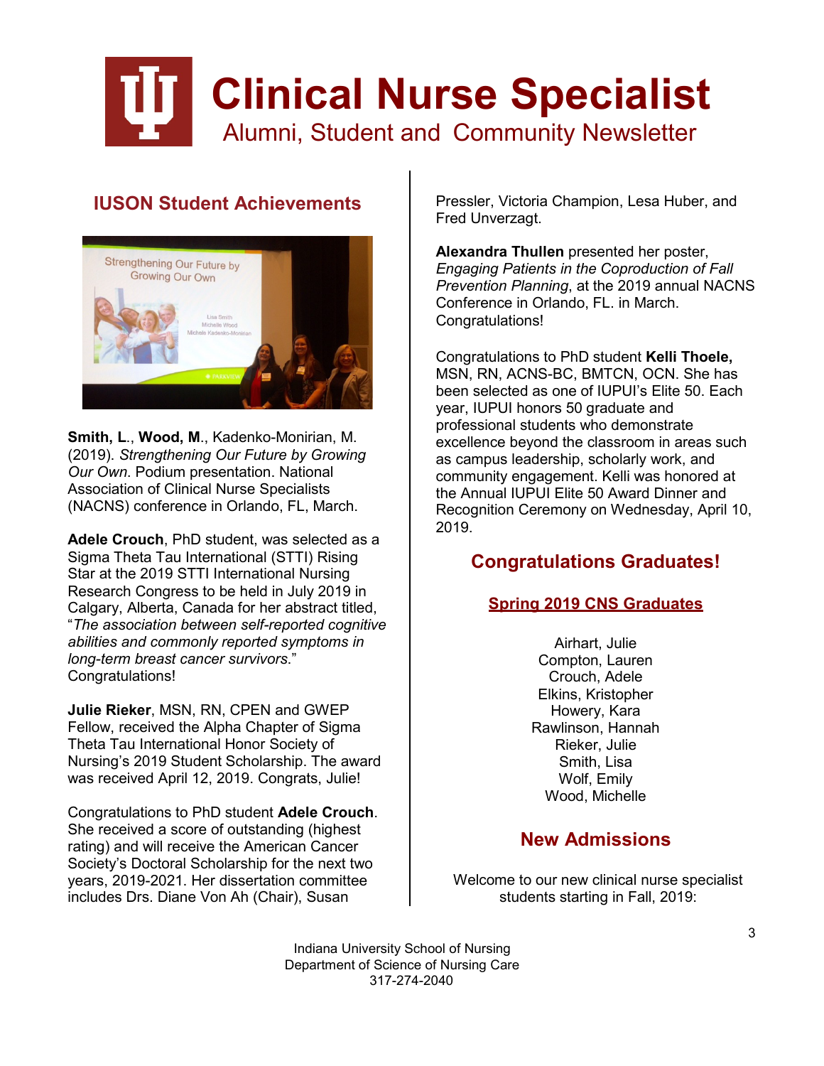# Clinical Nurse Specialist

Alumni, Student and Community Newsletter

## IUSON Student Achievements

**Smith, L**., **Wood, M**., Kadenko-Monirian, M. (2019). *Strengthening Our Future by Growing Our Own*. Podium presentation. National Association of Clinical Nurse Specialists (NACNS) conference in Orlando, FL, March.

**Adele Crouch**, PhD student, was selected as a Sigma Theta Tau International (STTI) Rising Star at the 2019 STTI International Nursing Research Congress to be held in July 2019 in Calgary, Alberta, Canada for her abstract titled, "*The association between self-reported cognitive abilities and commonly reported symptoms in long-term breast cancer survivors.*" Congratulations!

**Julie Rieker**, MSN, RN, CPEN and GWEP Fellow, received the Alpha Chapter of Sigma Theta Tau International Honor Society of Nursing's 2019 Student Scholarship. The award was received April 12, 2019. Congrats, Julie!

Congratulations to PhD student **Adele Crouch**. She received a score of outstanding (highest rating) and will receive the American Cancer Society's Doctoral Scholarship for the next two years, 2019-2021. Her dissertation committee includes Drs. Diane Von Ah (Chair), Susan Pressler, Victoria Champion, Lesa Huber, and Fred Unverzagt.

**Alexandra Thullen** presented her poster, *Engaging Patients in the Coproduction of Fall Prevention Planning*, at the 2019 annual NACNS Conference in Orlando, FL. in March. Congratulations!

Congratulations to PhD student **Kelli Thoele,** MSN, RN, ACNS-BC, BMTCN, OCN. She has been selected as one of IUPUI's Elite 50. Each year, IUPUI honors 50 graduate and professional students who demonstrate excellence beyond the classroom in areas such as campus leadership, scholarly work, and community engagement. Kelli was honored at the Annual IUPUI Elite 50 Award Dinner and Recognition Ceremony on Wednesday, April 10, 2019.

## Congratulations Graduates!

### Spring 2019 CNS Graduates

Airhart, Julie
Compton, Lauren
Crouch, Adele
Elkins, Kristopher
Howery, Kara
Rawlinson, Hannah
Rieker, Julie
Smith, Lisa
Wolf, Emily
Wood, Michelle

## New Admissions

Welcome to our new clinical nurse specialist students starting in Fall, 2019:

Indiana University School of Nursing
Department of Science of Nursing Care
317-274-2040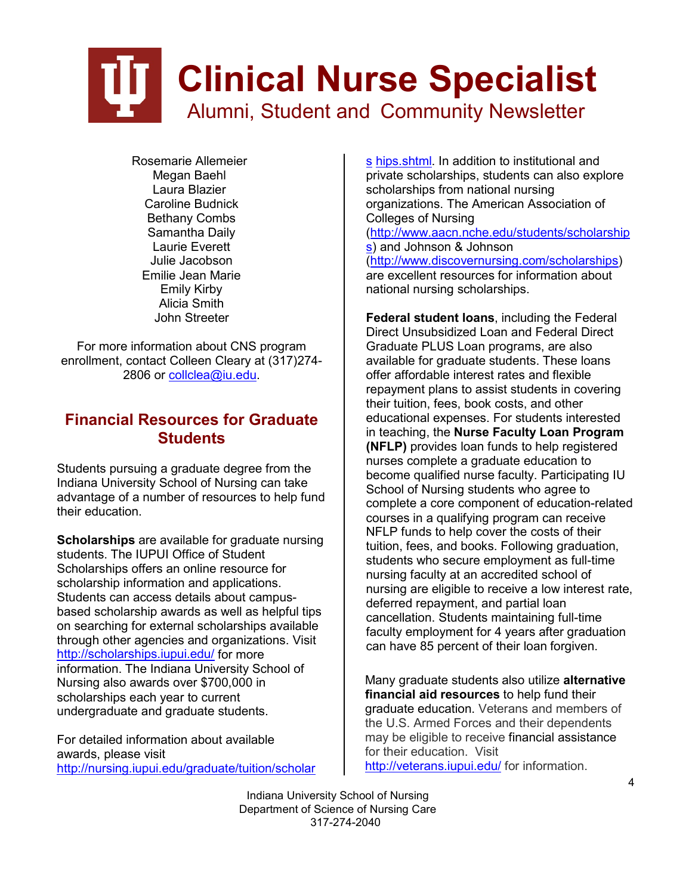# Clinical Nurse Specialist

Alumni, Student and Community Newsletter

Rosemarie Allemeier
Megan Baehl
Laura Blazier
Caroline Budnick
Bethany Combs
Samantha Daily
Laurie Everett
Julie Jacobson
Emilie Jean Marie
Emily Kirby
Alicia Smith
John Streeter

For more information about CNS program enrollment, contact Colleen Cleary at (317)274-2806 or collclea@iu.edu.

## Financial Resources for Graduate Students

Students pursuing a graduate degree from the Indiana University School of Nursing can take advantage of a number of resources to help fund their education.

**Scholarships** are available for graduate nursing students. The IUPUI Office of Student Scholarships offers an online resource for scholarship information and applications. Students can access details about campus-based scholarship awards as well as helpful tips on searching for external scholarships available through other agencies and organizations. Visit http://scholarships.iupui.edu/ for more information. The Indiana University School of Nursing also awards over $700,000 in scholarships each year to current undergraduate and graduate students.

For detailed information about available awards, please visit http://nursing.iupui.edu/graduate/tuition/scholarships.shtml. In addition to institutional and private scholarships, students can also explore scholarships from national nursing organizations. The American Association of Colleges of Nursing (http://www.aacn.nche.edu/students/scholarships) and Johnson & Johnson (http://www.discovernursing.com/scholarships) are excellent resources for information about national nursing scholarships.

**Federal student loans**, including the Federal Direct Unsubsidized Loan and Federal Direct Graduate PLUS Loan programs, are also available for graduate students. These loans offer affordable interest rates and flexible repayment plans to assist students in covering their tuition, fees, book costs, and other educational expenses. For students interested in teaching, the **Nurse Faculty Loan Program (NFLP)** provides loan funds to help registered nurses complete a graduate education to become qualified nurse faculty. Participating IU School of Nursing students who agree to complete a core component of education-related courses in a qualifying program can receive NFLP funds to help cover the costs of their tuition, fees, and books. Following graduation, students who secure employment as full-time nursing faculty at an accredited school of nursing are eligible to receive a low interest rate, deferred repayment, and partial loan cancellation. Students maintaining full-time faculty employment for 4 years after graduation can have 85 percent of their loan forgiven.

Many graduate students also utilize **alternative financial aid resources** to help fund their graduate education. Veterans and members of the U.S. Armed Forces and their dependents may be eligible to receive financial assistance for their education. Visit http://veterans.iupui.edu/ for information.

Indiana University School of Nursing
Department of Science of Nursing Care
317-274-2040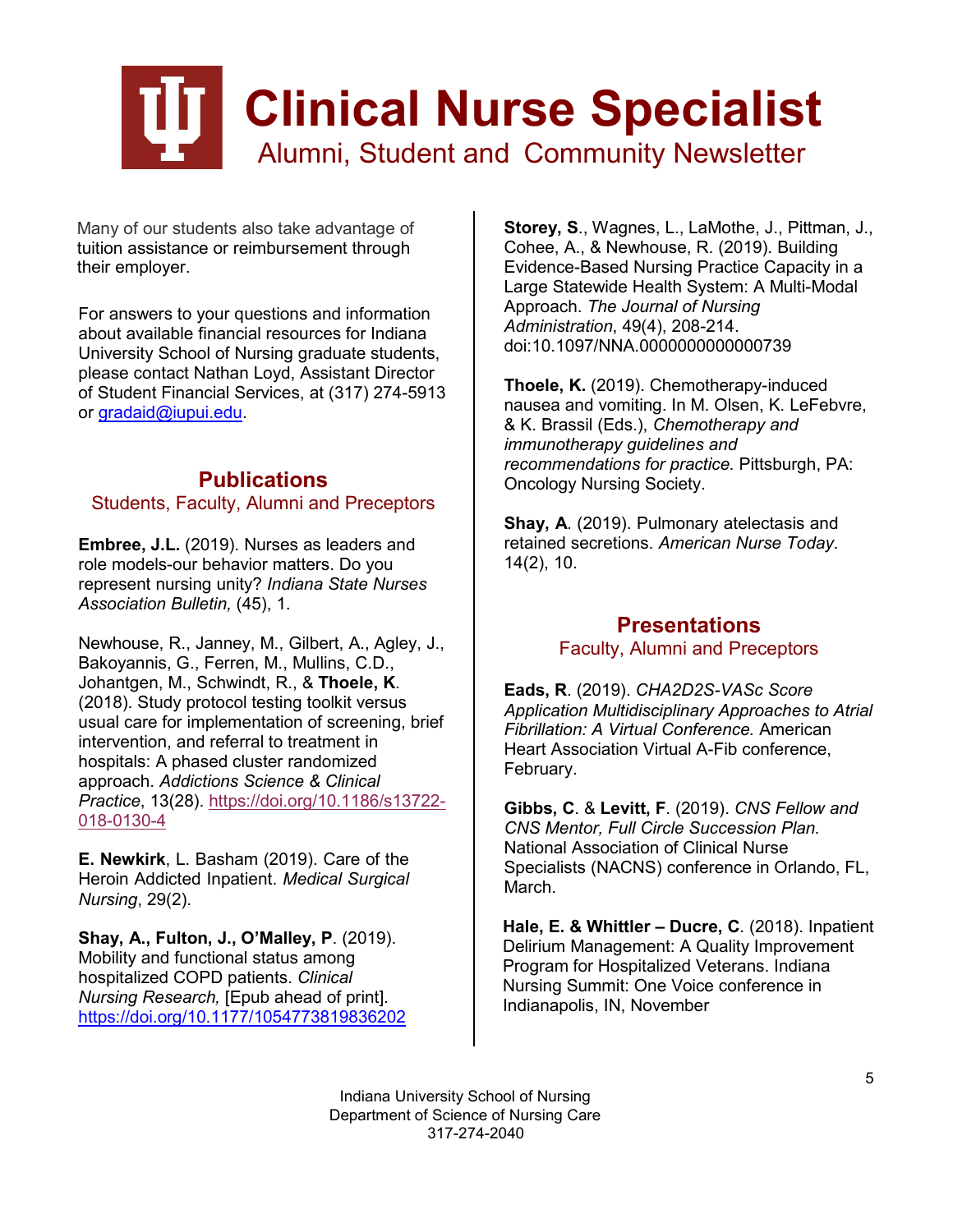# Clinical Nurse Specialist

## Alumni, Student and Community Newsletter

Many of our students also take advantage of tuition assistance or reimbursement through their employer.

For answers to your questions and information about available financial resources for Indiana University School of Nursing graduate students, please contact Nathan Loyd, Assistant Director of Student Financial Services, at (317) 274-5913 or gradaid@iupui.edu.

## Publications

### Students, Faculty, Alumni and Preceptors

**Embree, J.L.** (2019). Nurses as leaders and role models-our behavior matters. Do you represent nursing unity? *Indiana State Nurses Association Bulletin,* (45), 1.

Newhouse, R., Janney, M., Gilbert, A., Agley, J., Bakoyannis, G., Ferren, M., Mullins, C.D., Johantgen, M., Schwindt, R., & **Thoele, K**. (2018). Study protocol testing toolkit versus usual care for implementation of screening, brief intervention, and referral to treatment in hospitals: A phased cluster randomized approach. *Addictions Science & Clinical Practice*, 13(28). https://doi.org/10.1186/s13722-018-0130-4

**E. Newkirk**, L. Basham (2019). Care of the Heroin Addicted Inpatient. *Medical Surgical Nursing*, 29(2).

**Shay, A., Fulton, J., O'Malley, P**. (2019). Mobility and functional status among hospitalized COPD patients. *Clinical Nursing Research,* [Epub ahead of print]. https://doi.org/10.1177/1054773819836202

**Storey, S**., Wagnes, L., LaMothe, J., Pittman, J., Cohee, A., & Newhouse, R. (2019). Building Evidence-Based Nursing Practice Capacity in a Large Statewide Health System: A Multi-Modal Approach. *The Journal of Nursing Administration*, 49(4), 208-214. doi:10.1097/NNA.0000000000000739

**Thoele, K.** (2019). Chemotherapy-induced nausea and vomiting. In M. Olsen, K. LeFebvre, & K. Brassil (Eds.), *Chemotherapy and immunotherapy guidelines and recommendations for practice.* Pittsburgh, PA: Oncology Nursing Society.

**Shay, A**. (2019). Pulmonary atelectasis and retained secretions. *American Nurse Today*. 14(2), 10.

## Presentations

### Faculty, Alumni and Preceptors

**Eads, R**. (2019). *CHA2D2S-VASc Score Application Multidisciplinary Approaches to Atrial Fibrillation: A Virtual Conference.* American Heart Association Virtual A-Fib conference, February.

**Gibbs, C**. & **Levitt, F**. (2019). *CNS Fellow and CNS Mentor, Full Circle Succession Plan.* National Association of Clinical Nurse Specialists (NACNS) conference in Orlando, FL, March.

**Hale, E. & Whittler – Ducre, C**. (2018). Inpatient Delirium Management: A Quality Improvement Program for Hospitalized Veterans. Indiana Nursing Summit: One Voice conference in Indianapolis, IN, November

Indiana University School of Nursing
Department of Science of Nursing Care
317-274-2040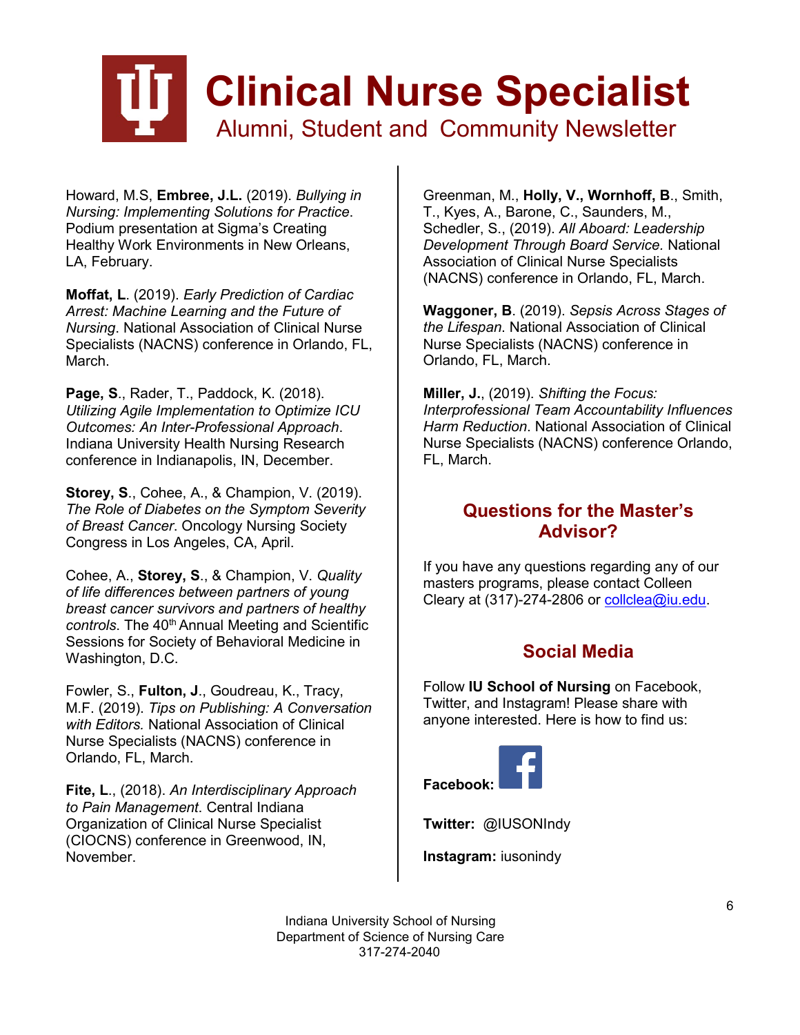# Clinical Nurse Specialist

## Alumni, Student and Community Newsletter

Howard, M.S, **Embree, J.L.** (2019). *Bullying in Nursing: Implementing Solutions for Practice*. Podium presentation at Sigma's Creating Healthy Work Environments in New Orleans, LA, February.

**Moffat, L**. (2019). *Early Prediction of Cardiac Arrest: Machine Learning and the Future of Nursing*. National Association of Clinical Nurse Specialists (NACNS) conference in Orlando, FL, March.

**Page, S**., Rader, T., Paddock, K. (2018). *Utilizing Agile Implementation to Optimize ICU Outcomes: An Inter-Professional Approach*. Indiana University Health Nursing Research conference in Indianapolis, IN, December.

**Storey, S**., Cohee, A., & Champion, V. (2019). *The Role of Diabetes on the Symptom Severity of Breast Cancer*. Oncology Nursing Society Congress in Los Angeles, CA, April.

Cohee, A., **Storey, S**., & Champion, V. *Quality of life differences between partners of young breast cancer survivors and partners of healthy controls*. The 40th Annual Meeting and Scientific Sessions for Society of Behavioral Medicine in Washington, D.C.

Fowler, S., **Fulton, J**., Goudreau, K., Tracy, M.F. (2019). *Tips on Publishing: A Conversation with Editors.* National Association of Clinical Nurse Specialists (NACNS) conference in Orlando, FL, March.

**Fite, L**., (2018). *An Interdisciplinary Approach to Pain Management*. Central Indiana Organization of Clinical Nurse Specialist (CIOCNS) conference in Greenwood, IN, November.

Greenman, M., **Holly, V., Wornhoff, B**., Smith, T., Kyes, A., Barone, C., Saunders, M., Schedler, S., (2019). *All Aboard: Leadership Development Through Board Service.* National Association of Clinical Nurse Specialists (NACNS) conference in Orlando, FL, March.

**Waggoner, B**. (2019). *Sepsis Across Stages of the Lifespan.* National Association of Clinical Nurse Specialists (NACNS) conference in Orlando, FL, March.

**Miller, J.**, (2019). *Shifting the Focus: Interprofessional Team Accountability Influences Harm Reduction*. National Association of Clinical Nurse Specialists (NACNS) conference Orlando, FL, March.

### Questions for the Master's Advisor?

If you have any questions regarding any of our masters programs, please contact Colleen Cleary at (317)-274-2806 or collclea@iu.edu.

### Social Media

Follow **IU School of Nursing** on Facebook, Twitter, and Instagram! Please share with anyone interested. Here is how to find us:

**Facebook:**

**Twitter:** @IUSONIndy

**Instagram:** iusonindy

Indiana University School of Nursing
Department of Science of Nursing Care
317-274-2040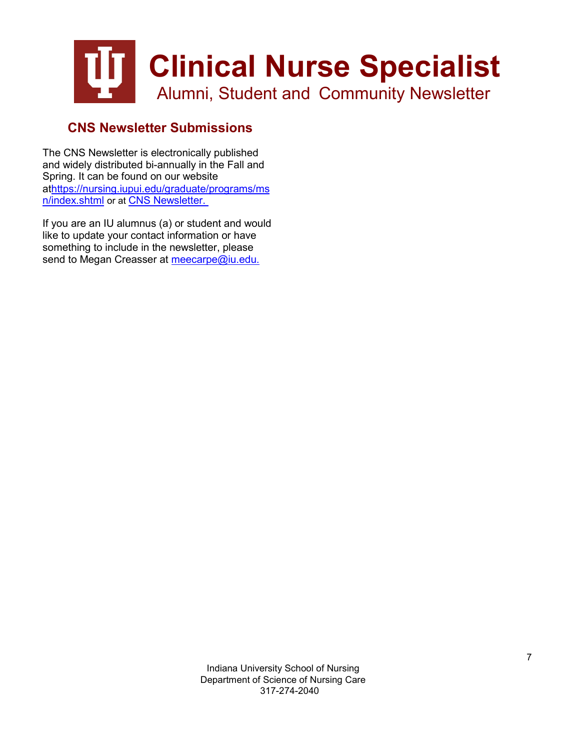# Clinical Nurse Specialist

Alumni, Student and Community Newsletter

## CNS Newsletter Submissions

The CNS Newsletter is electronically published and widely distributed bi-annually in the Fall and Spring. It can be found on our website athttps://nursing.iupui.edu/graduate/programs/msn/index.shtml or at CNS Newsletter.

If you are an IU alumnus (a) or student and would like to update your contact information or have something to include in the newsletter, please send to Megan Creasser at meecarpe@iu.edu.

Indiana University School of Nursing
Department of Science of Nursing Care
317-274-2040